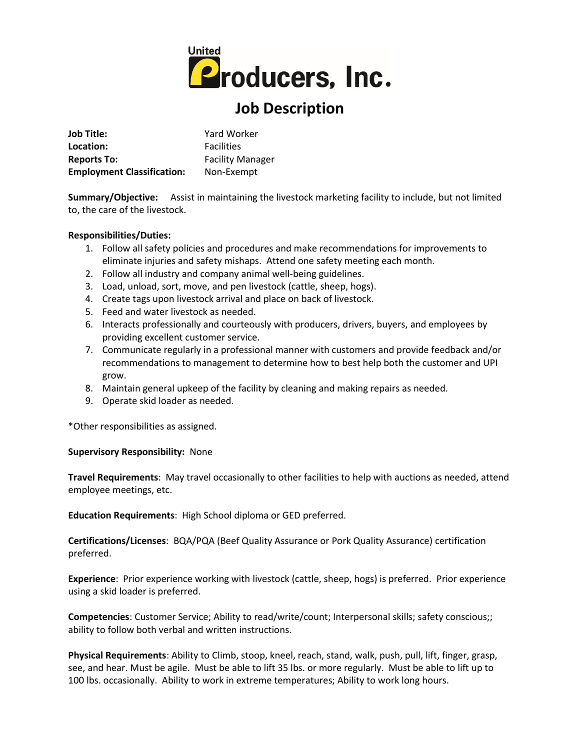United Producers, Inc.

# Job Description

**Job Title:** Yard Worker
**Location:** Facilities
**Reports To:** Facility Manager
**Employment Classification:** Non-Exempt

**Summary/Objective:** Assist in maintaining the livestock marketing facility to include, but not limited to, the care of the livestock.

**Responsibilities/Duties:**

1. Follow all safety policies and procedures and make recommendations for improvements to eliminate injuries and safety mishaps. Attend one safety meeting each month.
2. Follow all industry and company animal well-being guidelines.
3. Load, unload, sort, move, and pen livestock (cattle, sheep, hogs).
4. Create tags upon livestock arrival and place on back of livestock.
5. Feed and water livestock as needed.
6. Interacts professionally and courteously with producers, drivers, buyers, and employees by providing excellent customer service.
7. Communicate regularly in a professional manner with customers and provide feedback and/or recommendations to management to determine how to best help both the customer and UPI grow.
8. Maintain general upkeep of the facility by cleaning and making repairs as needed.
9. Operate skid loader as needed.

*Other responsibilities as assigned.

**Supervisory Responsibility:** None

**Travel Requirements**: May travel occasionally to other facilities to help with auctions as needed, attend employee meetings, etc.

**Education Requirements**: High School diploma or GED preferred.

**Certifications/Licenses**: BQA/PQA (Beef Quality Assurance or Pork Quality Assurance) certification preferred.

**Experience**: Prior experience working with livestock (cattle, sheep, hogs) is preferred. Prior experience using a skid loader is preferred.

**Competencies**: Customer Service; Ability to read/write/count; Interpersonal skills; safety conscious;; ability to follow both verbal and written instructions.

**Physical Requirements**: Ability to Climb, stoop, kneel, reach, stand, walk, push, pull, lift, finger, grasp, see, and hear. Must be agile. Must be able to lift 35 lbs. or more regularly. Must be able to lift up to 100 lbs. occasionally. Ability to work in extreme temperatures; Ability to work long hours.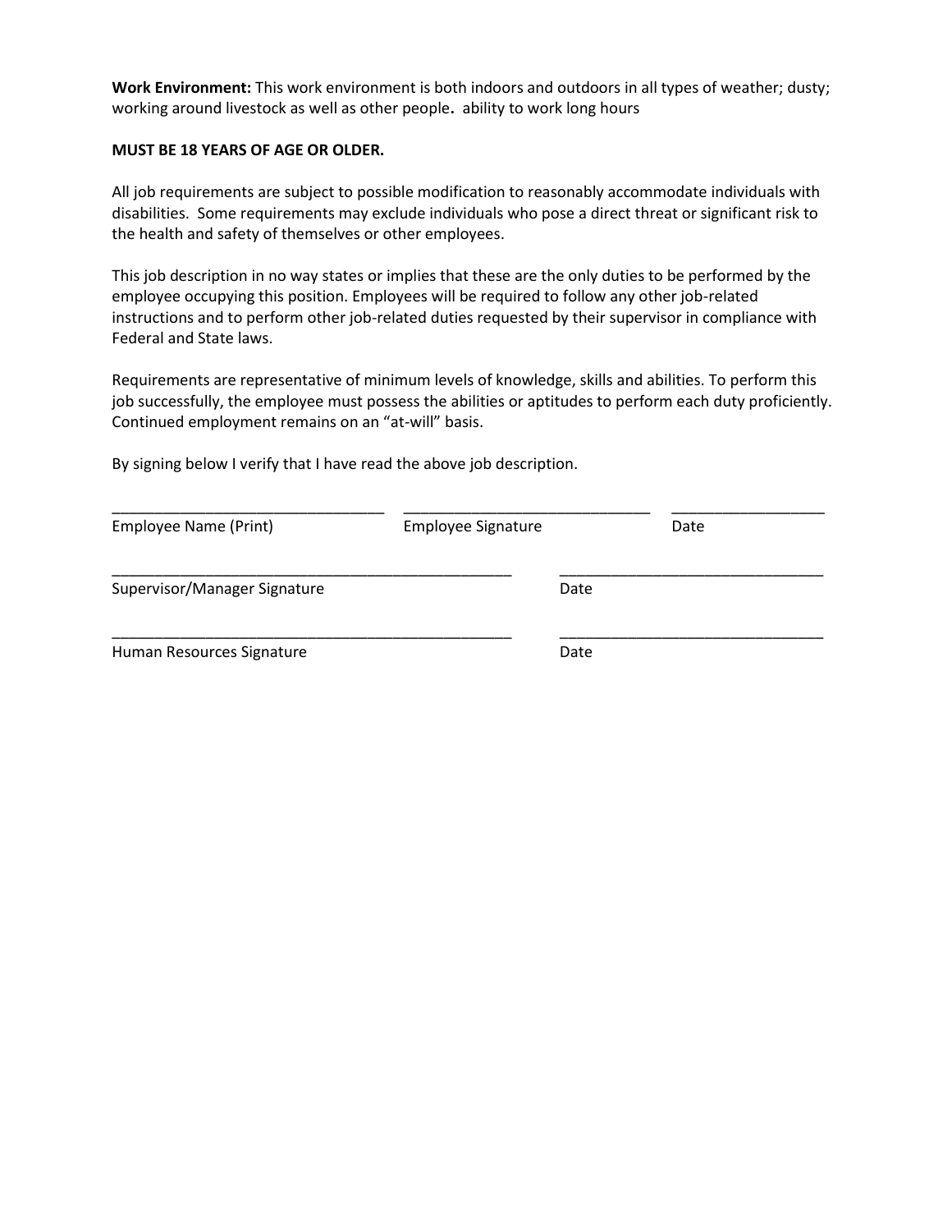**Work Environment:** This work environment is both indoors and outdoors in all types of weather; dusty; working around livestock as well as other people**.** ability to work long hours

**MUST BE 18 YEARS OF AGE OR OLDER.**

All job requirements are subject to possible modification to reasonably accommodate individuals with disabilities. Some requirements may exclude individuals who pose a direct threat or significant risk to the health and safety of themselves or other employees.

This job description in no way states or implies that these are the only duties to be performed by the employee occupying this position. Employees will be required to follow any other job-related instructions and to perform other job-related duties requested by their supervisor in compliance with Federal and State laws.

Requirements are representative of minimum levels of knowledge, skills and abilities. To perform this job successfully, the employee must possess the abilities or aptitudes to perform each duty proficiently. Continued employment remains on an "at-will" basis.

By signing below I verify that I have read the above job description.

_______________________________ _____________________________ _________________
Employee Name (Print) Employee Signature Date

_______________________________________________ ______________________________
Supervisor/Manager Signature Date

_______________________________________________ ______________________________
Human Resources Signature Date